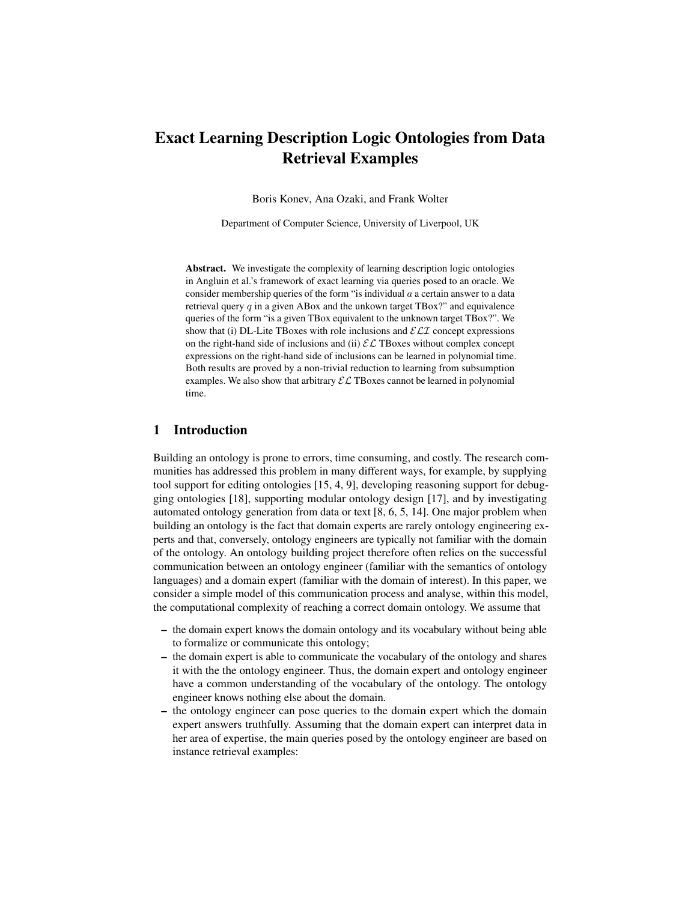# Exact Learning Description Logic Ontologies from Data Retrieval Examples

Boris Konev, Ana Ozaki, and Frank Wolter

Department of Computer Science, University of Liverpool, UK

**Abstract.** We investigate the complexity of learning description logic ontologies in Angluin et al.'s framework of exact learning via queries posed to an oracle. We consider membership queries of the form "is individual $a$ a certain answer to a data retrieval query $q$ in a given ABox and the unkown target TBox?" and equivalence queries of the form "is a given TBox equivalent to the unknown target TBox?". We show that (i) DL-Lite TBoxes with role inclusions and $\mathcal{ELI}$ concept expressions on the right-hand side of inclusions and (ii) $\mathcal{EL}$ TBoxes without complex concept expressions on the right-hand side of inclusions can be learned in polynomial time. Both results are proved by a non-trivial reduction to learning from subsumption examples. We also show that arbitrary $\mathcal{EL}$ TBoxes cannot be learned in polynomial time.

## 1 Introduction

Building an ontology is prone to errors, time consuming, and costly. The research communities has addressed this problem in many different ways, for example, by supplying tool support for editing ontologies [15, 4, 9], developing reasoning support for debugging ontologies [18], supporting modular ontology design [17], and by investigating automated ontology generation from data or text [8, 6, 5, 14]. One major problem when building an ontology is the fact that domain experts are rarely ontology engineering experts and that, conversely, ontology engineers are typically not familiar with the domain of the ontology. An ontology building project therefore often relies on the successful communication between an ontology engineer (familiar with the semantics of ontology languages) and a domain expert (familiar with the domain of interest). In this paper, we consider a simple model of this communication process and analyse, within this model, the computational complexity of reaching a correct domain ontology. We assume that

- the domain expert knows the domain ontology and its vocabulary without being able to formalize or communicate this ontology;
- the domain expert is able to communicate the vocabulary of the ontology and shares it with the the ontology engineer. Thus, the domain expert and ontology engineer have a common understanding of the vocabulary of the ontology. The ontology engineer knows nothing else about the domain.
- the ontology engineer can pose queries to the domain expert which the domain expert answers truthfully. Assuming that the domain expert can interpret data in her area of expertise, the main queries posed by the ontology engineer are based on instance retrieval examples: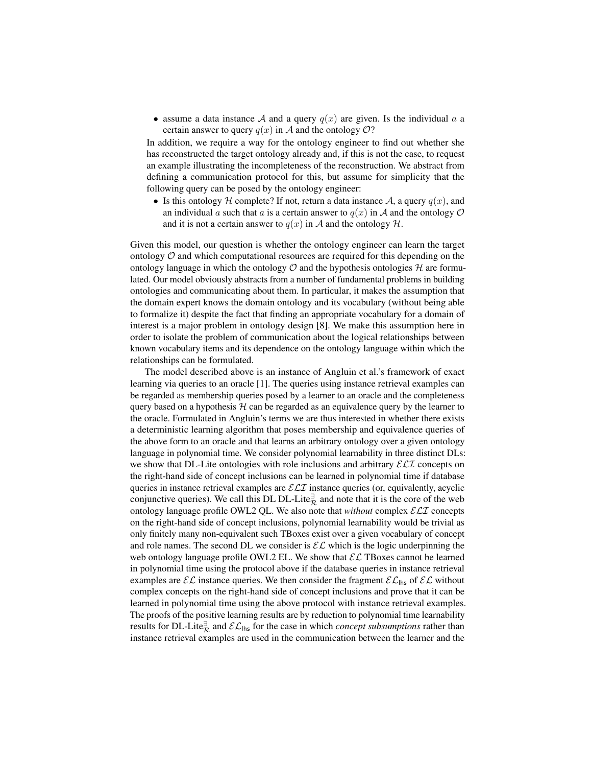- assume a data instance $\mathcal{A}$ and a query $q(x)$ are given. Is the individual $a$ a certain answer to query $q(x)$ in $\mathcal{A}$ and the ontology $\mathcal{O}$?

In addition, we require a way for the ontology engineer to find out whether she has reconstructed the target ontology already and, if this is not the case, to request an example illustrating the incompleteness of the reconstruction. We abstract from defining a communication protocol for this, but assume for simplicity that the following query can be posed by the ontology engineer:

- Is this ontology $\mathcal{H}$ complete? If not, return a data instance $\mathcal{A}$, a query $q(x)$, and an individual $a$ such that $a$ is a certain answer to $q(x)$ in $\mathcal{A}$ and the ontology $\mathcal{O}$ and it is not a certain answer to $q(x)$ in $\mathcal{A}$ and the ontology $\mathcal{H}$.

Given this model, our question is whether the ontology engineer can learn the target ontology $\mathcal{O}$ and which computational resources are required for this depending on the ontology language in which the ontology $\mathcal{O}$ and the hypothesis ontologies $\mathcal{H}$ are formulated. Our model obviously abstracts from a number of fundamental problems in building ontologies and communicating about them. In particular, it makes the assumption that the domain expert knows the domain ontology and its vocabulary (without being able to formalize it) despite the fact that finding an appropriate vocabulary for a domain of interest is a major problem in ontology design [8]. We make this assumption here in order to isolate the problem of communication about the logical relationships between known vocabulary items and its dependence on the ontology language within which the relationships can be formulated.

The model described above is an instance of Angluin et al.'s framework of exact learning via queries to an oracle [1]. The queries using instance retrieval examples can be regarded as membership queries posed by a learner to an oracle and the completeness query based on a hypothesis $\mathcal{H}$ can be regarded as an equivalence query by the learner to the oracle. Formulated in Angluin's terms we are thus interested in whether there exists a deterministic learning algorithm that poses membership and equivalence queries of the above form to an oracle and that learns an arbitrary ontology over a given ontology language in polynomial time. We consider polynomial learnability in three distinct DLs: we show that DL-Lite ontologies with role inclusions and arbitrary $\mathcal{ELI}$ concepts on the right-hand side of concept inclusions can be learned in polynomial time if database queries in instance retrieval examples are $\mathcal{ELI}$ instance queries (or, equivalently, acyclic conjunctive queries). We call this DL DL-Lite$^{\exists}_{\mathcal{R}}$ and note that it is the core of the web ontology language profile OWL2 QL. We also note that *without* complex $\mathcal{ELI}$ concepts on the right-hand side of concept inclusions, polynomial learnability would be trivial as only finitely many non-equivalent such TBoxes exist over a given vocabulary of concept and role names. The second DL we consider is $\mathcal{EL}$ which is the logic underpinning the web ontology language profile OWL2 EL. We show that $\mathcal{EL}$ TBoxes cannot be learned in polynomial time using the protocol above if the database queries in instance retrieval examples are $\mathcal{EL}$ instance queries. We then consider the fragment $\mathcal{EL}_{\mathsf{lhs}}$ of $\mathcal{EL}$ without complex concepts on the right-hand side of concept inclusions and prove that it can be learned in polynomial time using the above protocol with instance retrieval examples. The proofs of the positive learning results are by reduction to polynomial time learnability results for DL-Lite$^{\exists}_{\mathcal{R}}$ and $\mathcal{EL}_{\mathsf{lhs}}$ for the case in which *concept subsumptions* rather than instance retrieval examples are used in the communication between the learner and the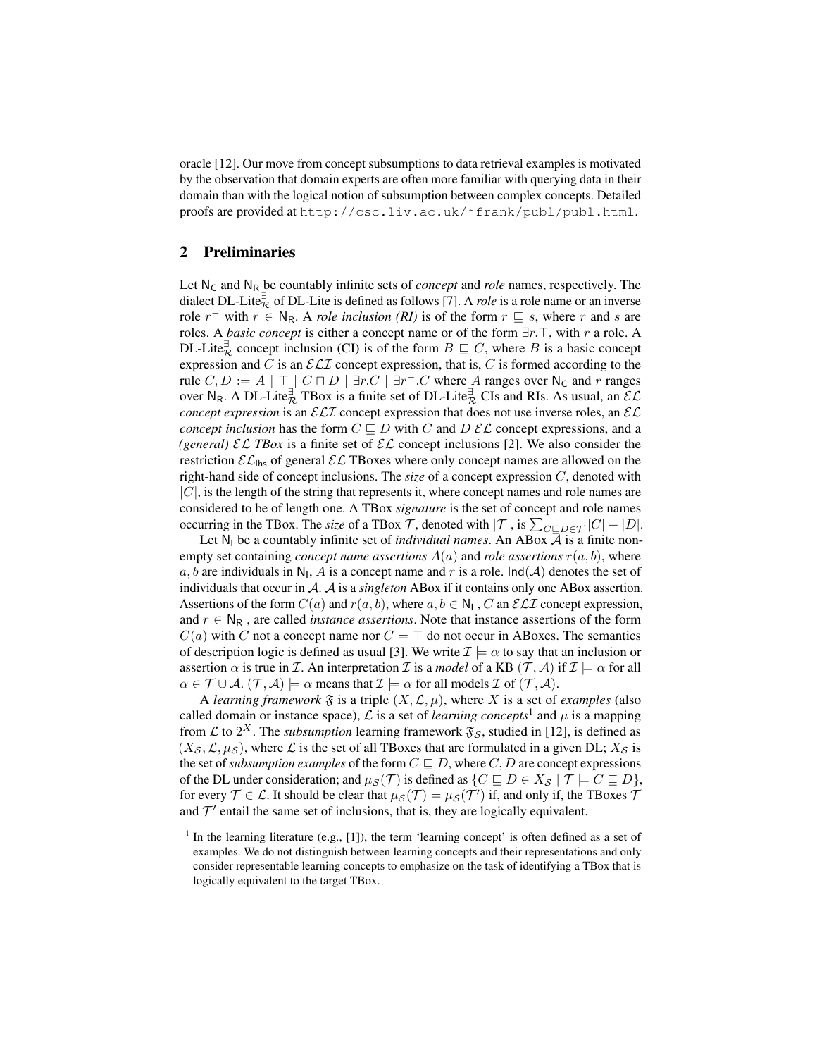oracle [12]. Our move from concept subsumptions to data retrieval examples is motivated by the observation that domain experts are often more familiar with querying data in their domain than with the logical notion of subsumption between complex concepts. Detailed proofs are provided at http://csc.liv.ac.uk/~frank/publ/publ.html.

## 2 Preliminaries

Let $\mathsf{N_C}$ and $\mathsf{N_R}$ be countably infinite sets of *concept* and *role* names, respectively. The dialect DL-Lite$^{\exists}_{\mathcal{R}}$ of DL-Lite is defined as follows [7]. A *role* is a role name or an inverse role $r^-$ with $r \in \mathsf{N_R}$. A *role inclusion (RI)* is of the form $r \sqsubseteq s$, where $r$ and $s$ are roles. A *basic concept* is either a concept name or of the form $\exists r.\top$, with $r$ a role. A DL-Lite$^{\exists}_{\mathcal{R}}$ concept inclusion (CI) is of the form $B \sqsubseteq C$, where $B$ is a basic concept expression and $C$ is an $\mathcal{ELI}$ concept expression, that is, $C$ is formed according to the rule $C, D := A \mid \top \mid C \sqcap D \mid \exists r.C \mid \exists r^-.C$ where $A$ ranges over $\mathsf{N_C}$ and $r$ ranges over $\mathsf{N_R}$. A DL-Lite$^{\exists}_{\mathcal{R}}$ TBox is a finite set of DL-Lite$^{\exists}_{\mathcal{R}}$ CIs and RIs. As usual, an $\mathcal{EL}$ *concept expression* is an $\mathcal{ELI}$ concept expression that does not use inverse roles, an $\mathcal{EL}$ *concept inclusion* has the form $C \sqsubseteq D$ with $C$ and $D$ $\mathcal{EL}$ concept expressions, and a *(general)* $\mathcal{EL}$ *TBox* is a finite set of $\mathcal{EL}$ concept inclusions [2]. We also consider the restriction $\mathcal{EL}_{\mathsf{lhs}}$ of general $\mathcal{EL}$ TBoxes where only concept names are allowed on the right-hand side of concept inclusions. The *size* of a concept expression $C$, denoted with $|C|$, is the length of the string that represents it, where concept names and role names are considered to be of length one. A TBox *signature* is the set of concept and role names occurring in the TBox. The *size* of a TBox $\mathcal{T}$, denoted with $|\mathcal{T}|$, is $\sum_{C \sqsubseteq D \in \mathcal{T}} |C| + |D|$.

Let $\mathsf{N_I}$ be a countably infinite set of *individual names*. An ABox $\mathcal{A}$ is a finite non-empty set containing *concept name assertions* $A(a)$ and *role assertions* $r(a, b)$, where $a, b$ are individuals in $\mathsf{N_I}$, $A$ is a concept name and $r$ is a role. $\mathsf{Ind}(\mathcal{A})$ denotes the set of individuals that occur in $\mathcal{A}$. $\mathcal{A}$ is a *singleton* ABox if it contains only one ABox assertion. Assertions of the form $C(a)$ and $r(a, b)$, where $a, b \in \mathsf{N_I}$, $C$ an $\mathcal{ELI}$ concept expression, and $r \in \mathsf{N_R}$, are called *instance assertions*. Note that instance assertions of the form $C(a)$ with $C$ not a concept name nor $C = \top$ do not occur in ABoxes. The semantics of description logic is defined as usual [3]. We write $\mathcal{I} \models \alpha$ to say that an inclusion or assertion $\alpha$ is true in $\mathcal{I}$. An interpretation $\mathcal{I}$ is a *model* of a KB $(\mathcal{T}, \mathcal{A})$ if $\mathcal{I} \models \alpha$ for all $\alpha \in \mathcal{T} \cup \mathcal{A}$. $(\mathcal{T}, \mathcal{A}) \models \alpha$ means that $\mathcal{I} \models \alpha$ for all models $\mathcal{I}$ of $(\mathcal{T}, \mathcal{A})$.

A *learning framework* $\mathfrak{F}$ is a triple $(X, \mathcal{L}, \mu)$, where $X$ is a set of *examples* (also called domain or instance space), $\mathcal{L}$ is a set of *learning concepts*[1] and $\mu$ is a mapping from $\mathcal{L}$ to $2^X$. The *subsumption* learning framework $\mathfrak{F}_{\mathcal{S}}$, studied in [12], is defined as $(X_{\mathcal{S}}, \mathcal{L}, \mu_{\mathcal{S}})$, where $\mathcal{L}$ is the set of all TBoxes that are formulated in a given DL; $X_{\mathcal{S}}$ is the set of *subsumption examples* of the form $C \sqsubseteq D$, where $C, D$ are concept expressions of the DL under consideration; and $\mu_{\mathcal{S}}(\mathcal{T})$ is defined as $\{C \sqsubseteq D \in X_{\mathcal{S}} \mid \mathcal{T} \models C \sqsubseteq D\}$, for every $\mathcal{T} \in \mathcal{L}$. It should be clear that $\mu_{\mathcal{S}}(\mathcal{T}) = \mu_{\mathcal{S}}(\mathcal{T}')$ if, and only if, the TBoxes $\mathcal{T}$ and $\mathcal{T}'$ entail the same set of inclusions, that is, they are logically equivalent.

[1] In the learning literature (e.g., [1]), the term 'learning concept' is often defined as a set of examples. We do not distinguish between learning concepts and their representations and only consider representable learning concepts to emphasize on the task of identifying a TBox that is logically equivalent to the target TBox.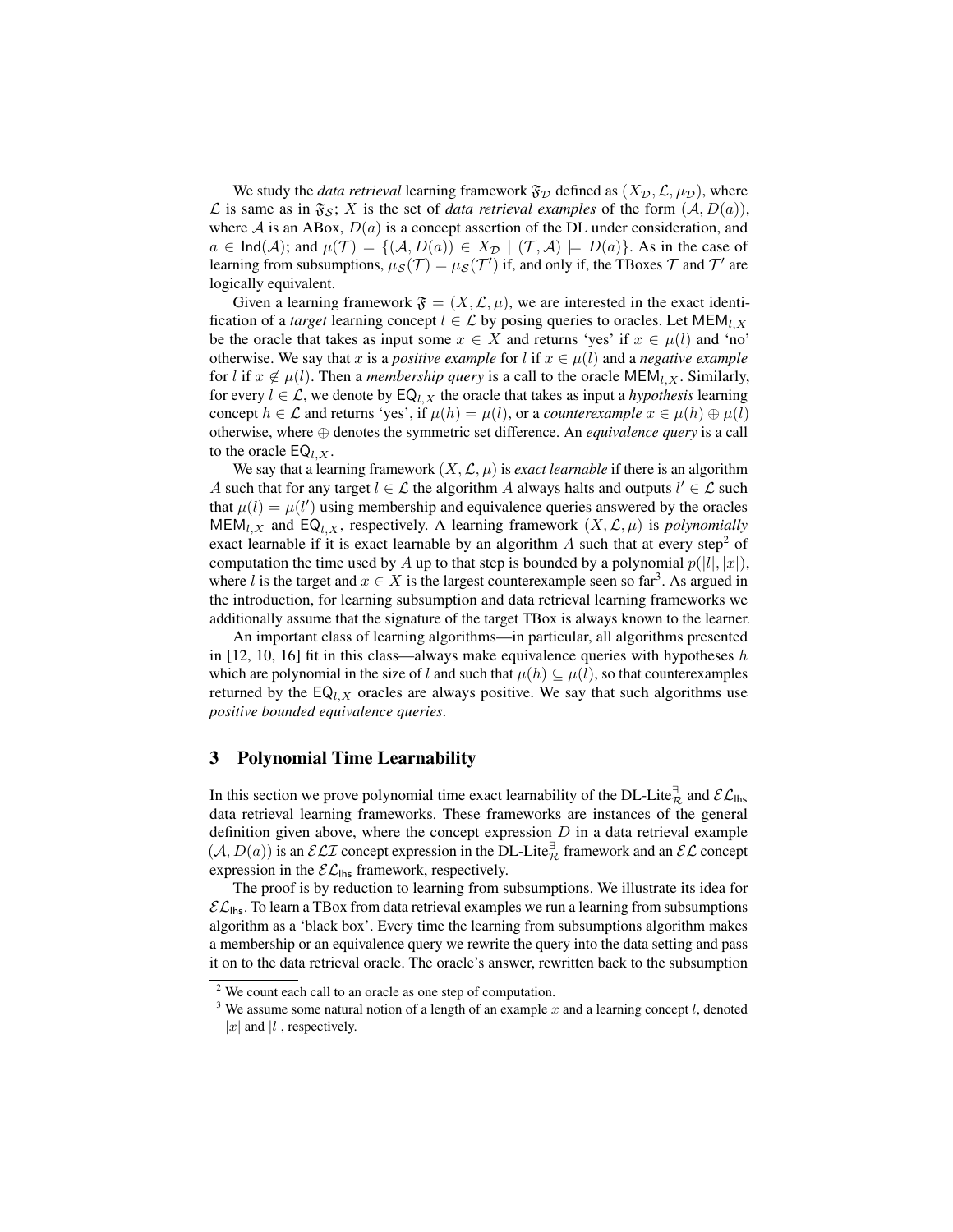We study the *data retrieval* learning framework $\mathfrak{F}_{\mathcal{D}}$ defined as $(X_{\mathcal{D}}, \mathcal{L}, \mu_{\mathcal{D}})$, where $\mathcal{L}$ is same as in $\mathfrak{F}_{\mathcal{S}}$; $X$ is the set of *data retrieval examples* of the form $(\mathcal{A}, D(a))$, where $\mathcal{A}$ is an ABox, $D(a)$ is a concept assertion of the DL under consideration, and $a \in \mathsf{Ind}(\mathcal{A})$; and $\mu(\mathcal{T}) = \{(\mathcal{A}, D(a)) \in X_{\mathcal{D}} \mid (\mathcal{T}, \mathcal{A}) \models D(a)\}$. As in the case of learning from subsumptions, $\mu_{\mathcal{S}}(\mathcal{T}) = \mu_{\mathcal{S}}(\mathcal{T}')$ if, and only if, the TBoxes $\mathcal{T}$ and $\mathcal{T}'$ are logically equivalent.

Given a learning framework $\mathfrak{F} = (X, \mathcal{L}, \mu)$, we are interested in the exact identification of a *target* learning concept $l \in \mathcal{L}$ by posing queries to oracles. Let $\mathsf{MEM}_{l,X}$ be the oracle that takes as input some $x \in X$ and returns 'yes' if $x \in \mu(l)$ and 'no' otherwise. We say that $x$ is a *positive example* for $l$ if $x \in \mu(l)$ and a *negative example* for $l$ if $x \notin \mu(l)$. Then a *membership query* is a call to the oracle $\mathsf{MEM}_{l,X}$. Similarly, for every $l \in \mathcal{L}$, we denote by $\mathsf{EQ}_{l,X}$ the oracle that takes as input a *hypothesis* learning concept $h \in \mathcal{L}$ and returns 'yes', if $\mu(h) = \mu(l)$, or a *counterexample* $x \in \mu(h) \oplus \mu(l)$ otherwise, where $\oplus$ denotes the symmetric set difference. An *equivalence query* is a call to the oracle $\mathsf{EQ}_{l,X}$.

We say that a learning framework $(X, \mathcal{L}, \mu)$ is *exact learnable* if there is an algorithm $A$ such that for any target $l \in \mathcal{L}$ the algorithm $A$ always halts and outputs $l' \in \mathcal{L}$ such that $\mu(l) = \mu(l')$ using membership and equivalence queries answered by the oracles $\mathsf{MEM}_{l,X}$ and $\mathsf{EQ}_{l,X}$, respectively. A learning framework $(X, \mathcal{L}, \mu)$ is *polynomially* exact learnable if it is exact learnable by an algorithm $A$ such that at every step[2] of computation the time used by $A$ up to that step is bounded by a polynomial $p(|l|, |x|)$, where $l$ is the target and $x \in X$ is the largest counterexample seen so far[3]. As argued in the introduction, for learning subsumption and data retrieval learning frameworks we additionally assume that the signature of the target TBox is always known to the learner.

An important class of learning algorithms—in particular, all algorithms presented in [12, 10, 16] fit in this class—always make equivalence queries with hypotheses $h$ which are polynomial in the size of $l$ and such that $\mu(h) \subseteq \mu(l)$, so that counterexamples returned by the $\mathsf{EQ}_{l,X}$ oracles are always positive. We say that such algorithms use *positive bounded equivalence queries*.

## 3 Polynomial Time Learnability

In this section we prove polynomial time exact learnability of the DL-Lite$^{\exists}_{\mathcal{R}}$ and $\mathcal{EL}_{\mathsf{lhs}}$ data retrieval learning frameworks. These frameworks are instances of the general definition given above, where the concept expression $D$ in a data retrieval example $(\mathcal{A}, D(a))$ is an $\mathcal{ELI}$ concept expression in the DL-Lite$^{\exists}_{\mathcal{R}}$ framework and an $\mathcal{EL}$ concept expression in the $\mathcal{EL}_{\mathsf{lhs}}$ framework, respectively.

The proof is by reduction to learning from subsumptions. We illustrate its idea for $\mathcal{EL}_{\mathsf{lhs}}$. To learn a TBox from data retrieval examples we run a learning from subsumptions algorithm as a 'black box'. Every time the learning from subsumptions algorithm makes a membership or an equivalence query we rewrite the query into the data setting and pass it on to the data retrieval oracle. The oracle's answer, rewritten back to the subsumption

[2] We count each call to an oracle as one step of computation.

[3] We assume some natural notion of a length of an example $x$ and a learning concept $l$, denoted $|x|$ and $|l|$, respectively.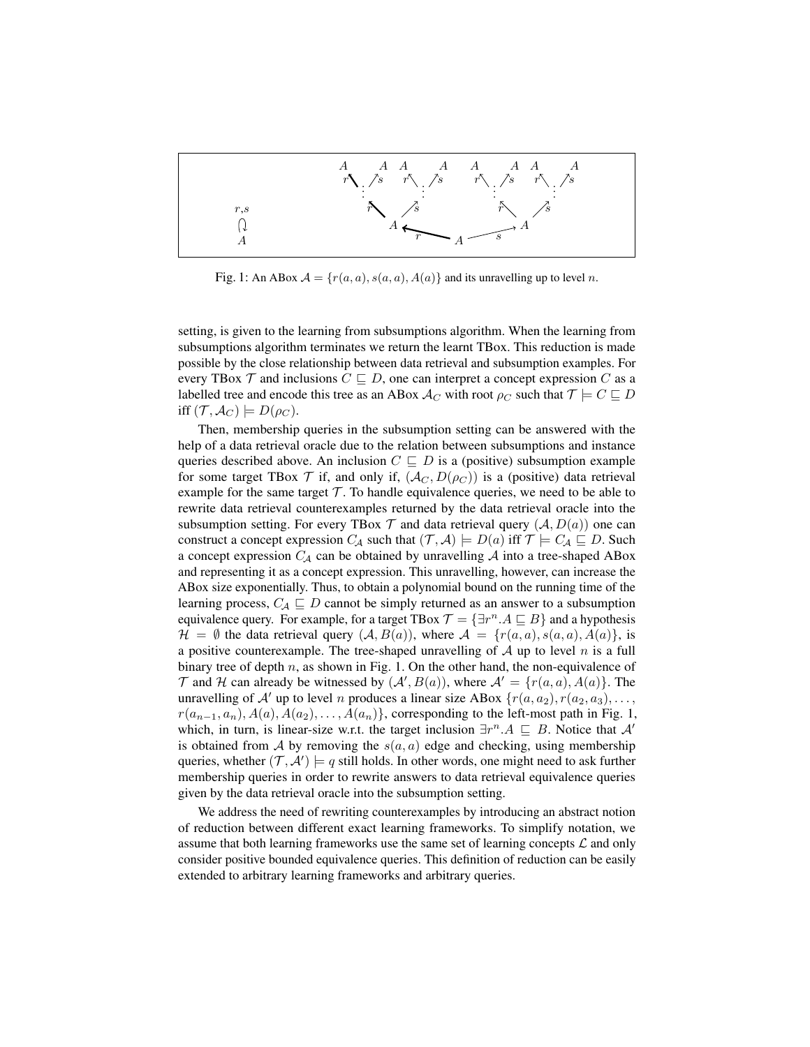Fig. 1: An ABox $\mathcal{A} = \{r(a,a), s(a,a), A(a)\}$ and its unravelling up to level $n$.

setting, is given to the learning from subsumptions algorithm. When the learning from subsumptions algorithm terminates we return the learnt TBox. This reduction is made possible by the close relationship between data retrieval and subsumption examples. For every TBox $\mathcal{T}$ and inclusions $C \sqsubseteq D$, one can interpret a concept expression $C$ as a labelled tree and encode this tree as an ABox $\mathcal{A}_C$ with root $\rho_C$ such that $\mathcal{T} \models C \sqsubseteq D$ iff $(\mathcal{T}, \mathcal{A}_C) \models D(\rho_C)$.

Then, membership queries in the subsumption setting can be answered with the help of a data retrieval oracle due to the relation between subsumptions and instance queries described above. An inclusion $C \sqsubseteq D$ is a (positive) subsumption example for some target TBox $\mathcal{T}$ if, and only if, $(\mathcal{A}_C, D(\rho_C))$ is a (positive) data retrieval example for the same target $\mathcal{T}$. To handle equivalence queries, we need to be able to rewrite data retrieval counterexamples returned by the data retrieval oracle into the subsumption setting. For every TBox $\mathcal{T}$ and data retrieval query $(\mathcal{A}, D(a))$ one can construct a concept expression $C_\mathcal{A}$ such that $(\mathcal{T}, \mathcal{A}) \models D(a)$ iff $\mathcal{T} \models C_\mathcal{A} \sqsubseteq D$. Such a concept expression $C_\mathcal{A}$ can be obtained by unravelling $\mathcal{A}$ into a tree-shaped ABox and representing it as a concept expression. This unravelling, however, can increase the ABox size exponentially. Thus, to obtain a polynomial bound on the running time of the learning process, $C_\mathcal{A} \sqsubseteq D$ cannot be simply returned as an answer to a subsumption equivalence query. For example, for a target TBox $\mathcal{T} = \{\exists r^n.A \sqsubseteq B\}$ and a hypothesis $\mathcal{H} = \emptyset$ the data retrieval query $(\mathcal{A}, B(a))$, where $\mathcal{A} = \{r(a,a), s(a,a), A(a)\}$, is a positive counterexample. The tree-shaped unravelling of $\mathcal{A}$ up to level $n$ is a full binary tree of depth $n$, as shown in Fig. 1. On the other hand, the non-equivalence of $\mathcal{T}$ and $\mathcal{H}$ can already be witnessed by $(\mathcal{A}', B(a))$, where $\mathcal{A}' = \{r(a,a), A(a)\}$. The unravelling of $\mathcal{A}'$ up to level $n$ produces a linear size ABox $\{r(a, a_2), r(a_2, a_3), \ldots, r(a_{n-1}, a_n), A(a), A(a_2), \ldots, A(a_n)\}$, corresponding to the left-most path in Fig. 1, which, in turn, is linear-size w.r.t. the target inclusion $\exists r^n.A \sqsubseteq B$. Notice that $\mathcal{A}'$ is obtained from $\mathcal{A}$ by removing the $s(a,a)$ edge and checking, using membership queries, whether $(\mathcal{T}, \mathcal{A}') \models q$ still holds. In other words, one might need to ask further membership queries in order to rewrite answers to data retrieval equivalence queries given by the data retrieval oracle into the subsumption setting.

We address the need of rewriting counterexamples by introducing an abstract notion of reduction between different exact learning frameworks. To simplify notation, we assume that both learning frameworks use the same set of learning concepts $\mathcal{L}$ and only consider positive bounded equivalence queries. This definition of reduction can be easily extended to arbitrary learning frameworks and arbitrary queries.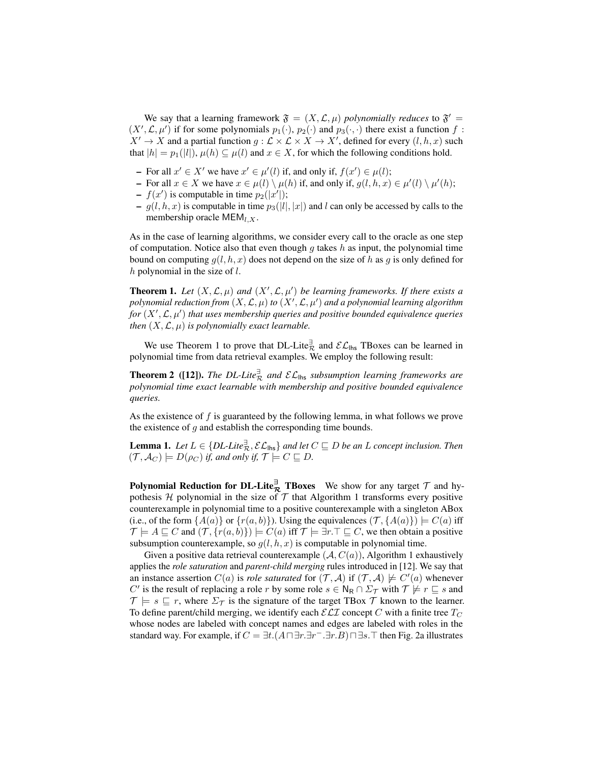We say that a learning framework $\mathfrak{F} = (X, \mathcal{L}, \mu)$ *polynomially reduces* to $\mathfrak{F}' = (X', \mathcal{L}, \mu')$ if for some polynomials $p_1(\cdot)$, $p_2(\cdot)$ and $p_3(\cdot, \cdot)$ there exist a function $f : X' \to X$ and a partial function $g : \mathcal{L} \times \mathcal{L} \times X \to X'$, defined for every $(l, h, x)$ such that $|h| = p_1(|l|)$, $\mu(h) \subseteq \mu(l)$ and $x \in X$, for which the following conditions hold.

- For all $x' \in X'$ we have $x' \in \mu'(l)$ if, and only if, $f(x') \in \mu(l)$;
- For all $x \in X$ we have $x \in \mu(l) \setminus \mu(h)$ if, and only if, $g(l, h, x) \in \mu'(l) \setminus \mu'(h)$;
- $f(x')$ is computable in time $p_2(|x'|)$;
- $g(l, h, x)$ is computable in time $p_3(|l|, |x|)$ and $l$ can only be accessed by calls to the membership oracle $\mathsf{MEM}_{l,X}$.

As in the case of learning algorithms, we consider every call to the oracle as one step of computation. Notice also that even though $g$ takes $h$ as input, the polynomial time bound on computing $g(l, h, x)$ does not depend on the size of $h$ as $g$ is only defined for $h$ polynomial in the size of $l$.

**Theorem 1.** *Let $(X, \mathcal{L}, \mu)$ and $(X', \mathcal{L}, \mu')$ be learning frameworks. If there exists a polynomial reduction from $(X, \mathcal{L}, \mu)$ to $(X', \mathcal{L}, \mu')$ and a polynomial learning algorithm for $(X', \mathcal{L}, \mu')$ that uses membership queries and positive bounded equivalence queries then $(X, \mathcal{L}, \mu)$ is polynomially exact learnable.*

We use Theorem 1 to prove that DL-Lite$^{\exists}_{\mathcal{R}}$ and $\mathcal{EL}_{\mathsf{lhs}}$ TBoxes can be learned in polynomial time from data retrieval examples. We employ the following result:

**Theorem 2 ([12]).** *The DL-Lite$^{\exists}_{\mathcal{R}}$ and $\mathcal{EL}_{\mathsf{lhs}}$ subsumption learning frameworks are polynomial time exact learnable with membership and positive bounded equivalence queries.*

As the existence of $f$ is guaranteed by the following lemma, in what follows we prove the existence of $g$ and establish the corresponding time bounds.

**Lemma 1.** *Let $L \in \{$DL-Lite$^{\exists}_{\mathcal{R}}, \mathcal{EL}_{\mathsf{lhs}}\}$ and let $C \sqsubseteq D$ be an $L$ concept inclusion. Then $(\mathcal{T}, \mathcal{A}_C) \models D(\rho_C)$ if, and only if, $\mathcal{T} \models C \sqsubseteq D$.*

**Polynomial Reduction for DL-Lite$^{\exists}_{\mathcal{R}}$ TBoxes** We show for any target $\mathcal{T}$ and hypothesis $\mathcal{H}$ polynomial in the size of $\mathcal{T}$ that Algorithm 1 transforms every positive counterexample in polynomial time to a positive counterexample with a singleton ABox (i.e., of the form $\{A(a)\}$ or $\{r(a, b)\}$). Using the equivalences $(\mathcal{T}, \{A(a)\}) \models C(a)$ iff $\mathcal{T} \models A \sqsubseteq C$ and $(\mathcal{T}, \{r(a, b)\}) \models C(a)$ iff $\mathcal{T} \models \exists r.\top \sqsubseteq C$, we then obtain a positive subsumption counterexample, so $g(l, h, x)$ is computable in polynomial time.

Given a positive data retrieval counterexample $(\mathcal{A}, C(a))$, Algorithm 1 exhaustively applies the *role saturation* and *parent-child merging* rules introduced in [12]. We say that an instance assertion $C(a)$ is *role saturated* for $(\mathcal{T}, \mathcal{A})$ if $(\mathcal{T}, \mathcal{A}) \not\models C'(a)$ whenever $C'$ is the result of replacing a role $r$ by some role $s \in \mathsf{N_R} \cap \Sigma_{\mathcal{T}}$ with $\mathcal{T} \not\models r \sqsubseteq s$ and $\mathcal{T} \models s \sqsubseteq r$, where $\Sigma_{\mathcal{T}}$ is the signature of the target TBox $\mathcal{T}$ known to the learner. To define parent/child merging, we identify each $\mathcal{ELI}$ concept $C$ with a finite tree $T_C$ whose nodes are labeled with concept names and edges are labeled with roles in the standard way. For example, if $C = \exists t.(A \sqcap \exists r.\exists r^{-}.\exists r.B) \sqcap \exists s.\top$ then Fig. 2a illustrates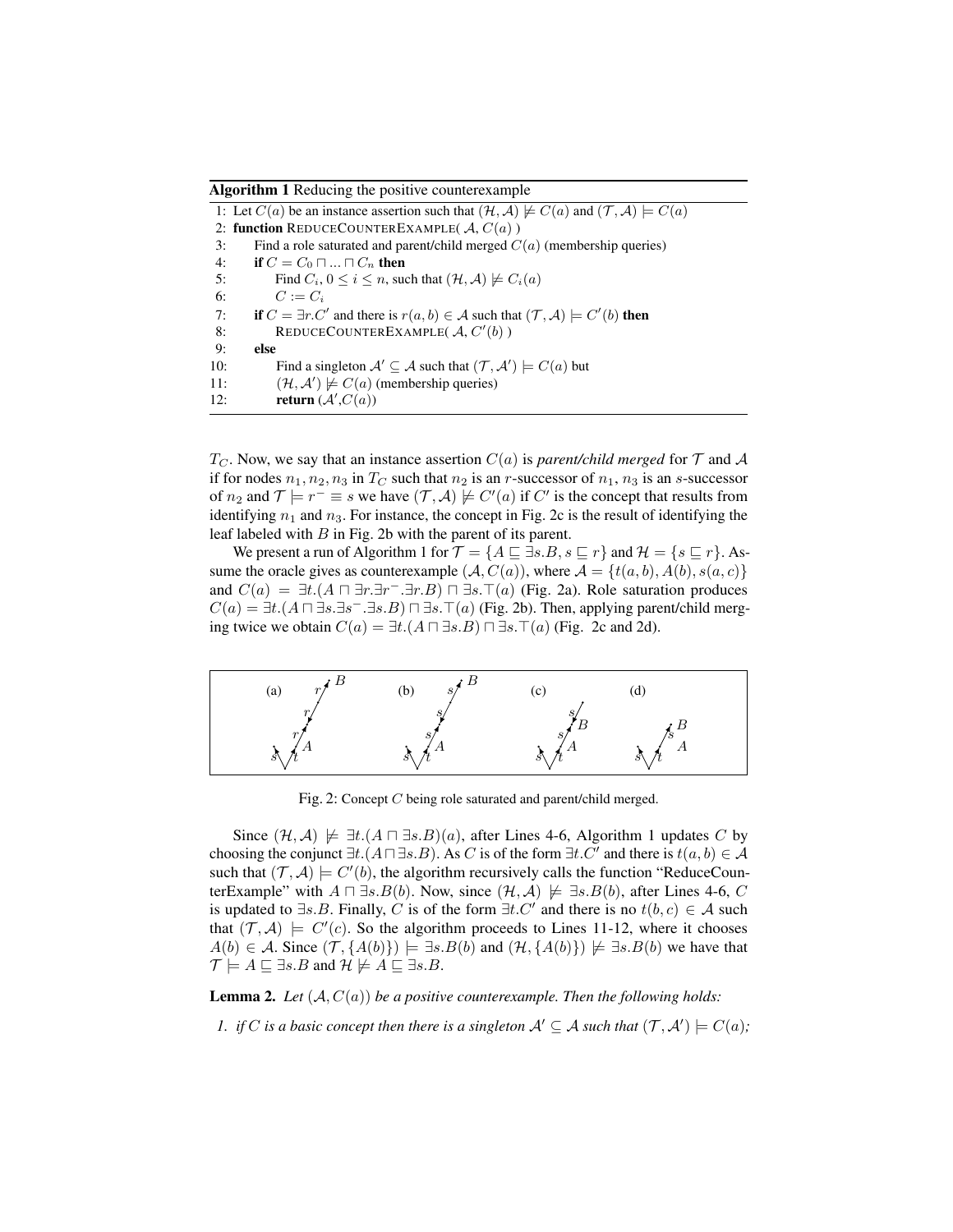**Algorithm 1** Reducing the positive counterexample

```
1: Let C(a) be an instance assertion such that (H, A) ⊭ C(a) and (T, A) ⊨ C(a)
2: function REDUCECOUNTEREXAMPLE( A, C(a) )
3:     Find a role saturated and parent/child merged C(a) (membership queries)
4:     if C = C_0 ⊓ ... ⊓ C_n then
5:         Find C_i, 0 ≤ i ≤ n, such that (H, A) ⊭ C_i(a)
6:         C := C_i
7:     if C = ∃r.C' and there is r(a, b) ∈ A such that (T, A) ⊨ C'(b) then
8:         REDUCECOUNTEREXAMPLE( A, C'(b) )
9:     else
10:        Find a singleton A' ⊆ A such that (T, A') ⊨ C(a) but
11:        (H, A') ⊭ C(a) (membership queries)
12:        return (A', C(a))
```

$T_C$. Now, we say that an instance assertion $C(a)$ is *parent/child merged* for $\mathcal{T}$ and $\mathcal{A}$ if for nodes $n_1, n_2, n_3$ in $T_C$ such that $n_2$ is an $r$-successor of $n_1$, $n_3$ is an $s$-successor of $n_2$ and $\mathcal{T} \models r^- \equiv s$ we have $(\mathcal{T}, \mathcal{A}) \not\models C'(a)$ if $C'$ is the concept that results from identifying $n_1$ and $n_3$. For instance, the concept in Fig. 2c is the result of identifying the leaf labeled with $B$ in Fig. 2b with the parent of its parent.

We present a run of Algorithm 1 for $\mathcal{T} = \{A \sqsubseteq \exists s.B, s \sqsubseteq r\}$ and $\mathcal{H} = \{s \sqsubseteq r\}$. Assume the oracle gives as counterexample $(\mathcal{A}, C(a))$, where $\mathcal{A} = \{t(a, b), A(b), s(a, c)\}$ and $C(a) = \exists t.(A \sqcap \exists r.\exists r^-.\exists r.B) \sqcap \exists s.\top(a)$ (Fig. 2a). Role saturation produces $C(a) = \exists t.(A \sqcap \exists s.\exists s^-.\exists s.B) \sqcap \exists s.\top(a)$ (Fig. 2b). Then, applying parent/child merging twice we obtain $C(a) = \exists t.(A \sqcap \exists s.B) \sqcap \exists s.\top(a)$ (Fig. 2c and 2d).

Fig. 2: Concept $C$ being role saturated and parent/child merged.

Since $(\mathcal{H}, \mathcal{A}) \not\models \exists t.(A \sqcap \exists s.B)(a)$, after Lines 4-6, Algorithm 1 updates $C$ by choosing the conjunct $\exists t.(A \sqcap \exists s.B)$. As $C$ is of the form $\exists t.C'$ and there is $t(a, b) \in \mathcal{A}$ such that $(\mathcal{T}, \mathcal{A}) \models C'(b)$, the algorithm recursively calls the function "ReduceCounterExample" with $A \sqcap \exists s.B(b)$. Now, since $(\mathcal{H}, \mathcal{A}) \not\models \exists s.B(b)$, after Lines 4-6, $C$ is updated to $\exists s.B$. Finally, $C$ is of the form $\exists t.C'$ and there is no $t(b, c) \in \mathcal{A}$ such that $(\mathcal{T}, \mathcal{A}) \models C'(c)$. So the algorithm proceeds to Lines 11-12, where it chooses $A(b) \in \mathcal{A}$. Since $(\mathcal{T}, \{A(b)\}) \models \exists s.B(b)$ and $(\mathcal{H}, \{A(b)\}) \not\models \exists s.B(b)$ we have that $\mathcal{T} \models A \sqsubseteq \exists s.B$ and $\mathcal{H} \not\models A \sqsubseteq \exists s.B$.

**Lemma 2.** *Let $(\mathcal{A}, C(a))$ be a positive counterexample. Then the following holds:*

1. *if $C$ is a basic concept then there is a singleton $\mathcal{A}' \subseteq \mathcal{A}$ such that $(\mathcal{T}, \mathcal{A}') \models C(a)$;*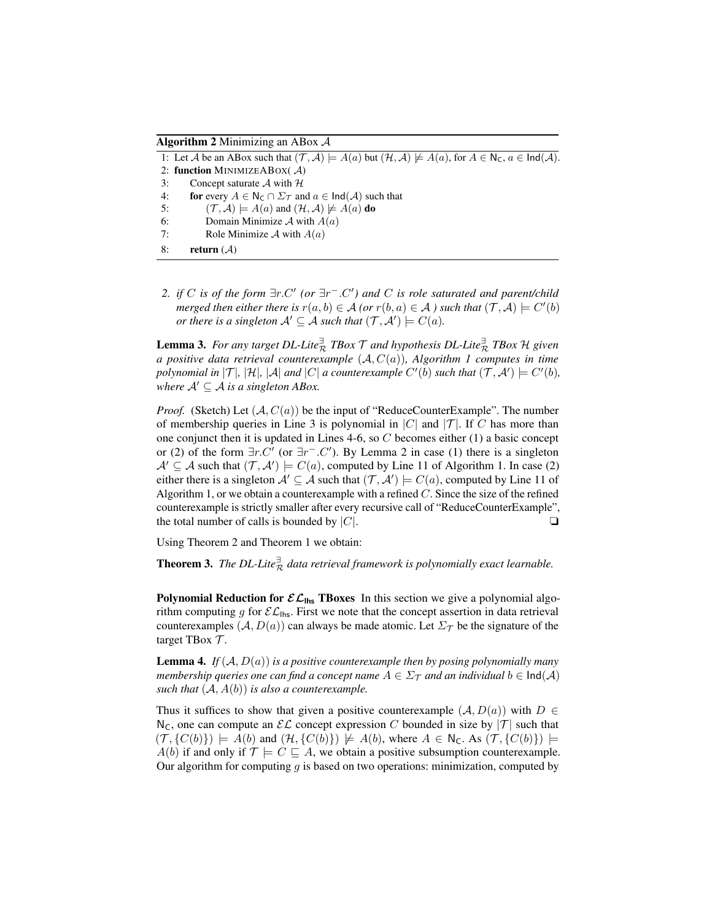**Algorithm 2** Minimizing an ABox $\mathcal{A}$

```
1: Let A be an ABox such that (T, A) ⊨ A(a) but (H, A) ⊭ A(a), for A ∈ N_C, a ∈ Ind(A).
2: function MINIMIZEABOX( A)
3:     Concept saturate A with H
4:     for every A ∈ N_C ∩ Σ_T and a ∈ Ind(A) such that
5:         (T, A) ⊨ A(a) and (H, A) ⊭ A(a) do
6:         Domain Minimize A with A(a)
7:         Role Minimize A with A(a)
8:     return (A)
```

2. *if $C$ is of the form $\exists r.C'$ (or $\exists r^{-}.C'$) and $C$ is role saturated and parent/child merged then either there is $r(a, b) \in \mathcal{A}$ (or $r(b, a) \in \mathcal{A}$ ) such that $(\mathcal{T}, \mathcal{A}) \models C'(b)$ or there is a singleton $\mathcal{A}' \subseteq \mathcal{A}$ such that $(\mathcal{T}, \mathcal{A}') \models C(a)$.*

**Lemma 3.** *For any target DL-Lite$^{\exists}_{\mathcal{R}}$ TBox $\mathcal{T}$ and hypothesis DL-Lite$^{\exists}_{\mathcal{R}}$ TBox $\mathcal{H}$ given a positive data retrieval counterexample $(\mathcal{A}, C(a))$, Algorithm 1 computes in time polynomial in $|\mathcal{T}|$, $|\mathcal{H}|$, $|\mathcal{A}|$ and $|C|$ a counterexample $C'(b)$ such that $(\mathcal{T}, \mathcal{A}') \models C'(b)$, where $\mathcal{A}' \subseteq \mathcal{A}$ is a singleton ABox.*

*Proof.* (Sketch) Let $(\mathcal{A}, C(a))$ be the input of "ReduceCounterExample". The number of membership queries in Line 3 is polynomial in $|C|$ and $|\mathcal{T}|$. If $C$ has more than one conjunct then it is updated in Lines 4-6, so $C$ becomes either (1) a basic concept or (2) of the form $\exists r.C'$ (or $\exists r^{-}.C'$). By Lemma 2 in case (1) there is a singleton $\mathcal{A}' \subseteq \mathcal{A}$ such that $(\mathcal{T}, \mathcal{A}') \models C(a)$, computed by Line 11 of Algorithm 1. In case (2) either there is a singleton $\mathcal{A}' \subseteq \mathcal{A}$ such that $(\mathcal{T}, \mathcal{A}') \models C(a)$, computed by Line 11 of Algorithm 1, or we obtain a counterexample with a refined $C$. Since the size of the refined counterexample is strictly smaller after every recursive call of "ReduceCounterExample", the total number of calls is bounded by $|C|$. ❑

Using Theorem 2 and Theorem 1 we obtain:

**Theorem 3.** *The DL-Lite$^{\exists}_{\mathcal{R}}$ data retrieval framework is polynomially exact learnable.*

**Polynomial Reduction for $\mathcal{EL}_{\mathsf{lhs}}$ TBoxes** In this section we give a polynomial algorithm computing $g$ for $\mathcal{EL}_{\mathsf{lhs}}$. First we note that the concept assertion in data retrieval counterexamples $(\mathcal{A}, D(a))$ can always be made atomic. Let $\Sigma_{\mathcal{T}}$ be the signature of the target TBox $\mathcal{T}$.

**Lemma 4.** *If $(\mathcal{A}, D(a))$ is a positive counterexample then by posing polynomially many membership queries one can find a concept name $A \in \Sigma_{\mathcal{T}}$ and an individual $b \in \mathsf{Ind}(\mathcal{A})$ such that $(\mathcal{A}, A(b))$ is also a counterexample.*

Thus it suffices to show that given a positive counterexample $(\mathcal{A}, D(a))$ with $D \in \mathsf{N_C}$, one can compute an $\mathcal{EL}$ concept expression $C$ bounded in size by $|\mathcal{T}|$ such that $(\mathcal{T}, \{C(b)\}) \models A(b)$ and $(\mathcal{H}, \{C(b)\}) \not\models A(b)$, where $A \in \mathsf{N_C}$. As $(\mathcal{T}, \{C(b)\}) \models A(b)$ if and only if $\mathcal{T} \models C \sqsubseteq A$, we obtain a positive subsumption counterexample. Our algorithm for computing $g$ is based on two operations: minimization, computed by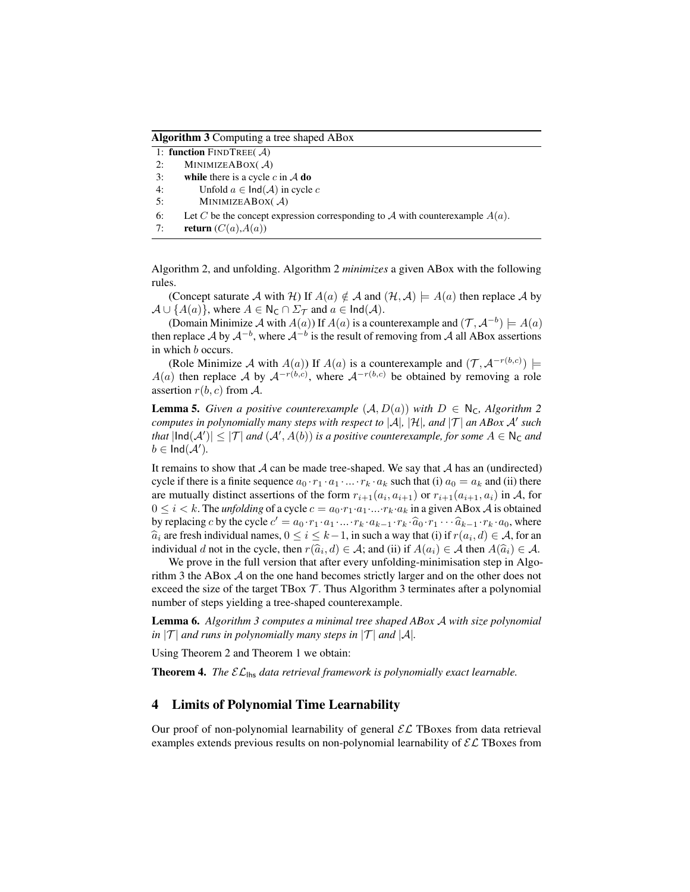**Algorithm 3** Computing a tree shaped ABox

```
1: function FINDTREE( A)
2:     MINIMIZEABOX( A)
3:     while there is a cycle c in A do
4:         Unfold a ∈ Ind(A) in cycle c
5:         MINIMIZEABOX( A)
6:     Let C be the concept expression corresponding to A with counterexample A(a).
7:     return (C(a),A(a))
```

Algorithm 2, and unfolding. Algorithm 2 *minimizes* a given ABox with the following rules.

(Concept saturate $\mathcal{A}$ with $\mathcal{H}$) If $A(a) \notin \mathcal{A}$ and $(\mathcal{H}, \mathcal{A}) \models A(a)$ then replace $\mathcal{A}$ by $\mathcal{A} \cup \{A(a)\}$, where $A \in \mathsf{N_C} \cap \Sigma_\mathcal{T}$ and $a \in \mathsf{Ind}(\mathcal{A})$.

(Domain Minimize $\mathcal{A}$ with $A(a)$) If $A(a)$ is a counterexample and $(\mathcal{T}, \mathcal{A}^{-b}) \models A(a)$ then replace $\mathcal{A}$ by $\mathcal{A}^{-b}$, where $\mathcal{A}^{-b}$ is the result of removing from $\mathcal{A}$ all ABox assertions in which $b$ occurs.

(Role Minimize $\mathcal{A}$ with $A(a)$) If $A(a)$ is a counterexample and $(\mathcal{T}, \mathcal{A}^{-r(b,c)}) \models A(a)$ then replace $\mathcal{A}$ by $\mathcal{A}^{-r(b,c)}$, where $\mathcal{A}^{-r(b,c)}$ be obtained by removing a role assertion $r(b, c)$ from $\mathcal{A}$.

**Lemma 5.** *Given a positive counterexample $(\mathcal{A}, D(a))$ with $D \in \mathsf{N_C}$, Algorithm 2 computes in polynomially many steps with respect to $|\mathcal{A}|$, $|\mathcal{H}|$, and $|\mathcal{T}|$ an ABox $\mathcal{A}'$ such that $|\mathsf{Ind}(\mathcal{A}')| \leq |\mathcal{T}|$ and $(\mathcal{A}', A(b))$ is a positive counterexample, for some $A \in \mathsf{N_C}$ and $b \in \mathsf{Ind}(\mathcal{A}')$.*

It remains to show that $\mathcal{A}$ can be made tree-shaped. We say that $\mathcal{A}$ has an (undirected) cycle if there is a finite sequence $a_0 \cdot r_1 \cdot a_1 \cdot \ldots \cdot r_k \cdot a_k$ such that (i) $a_0 = a_k$ and (ii) there are mutually distinct assertions of the form $r_{i+1}(a_i, a_{i+1})$ or $r_{i+1}(a_{i+1}, a_i)$ in $\mathcal{A}$, for $0 \leq i < k$. The *unfolding* of a cycle $c = a_0 \cdot r_1 \cdot a_1 \cdot \ldots \cdot r_k \cdot a_k$ in a given ABox $\mathcal{A}$ is obtained by replacing $c$ by the cycle $c' = a_0 \cdot r_1 \cdot a_1 \cdot \ldots \cdot r_k \cdot a_{k-1} \cdot r_k \cdot \widehat{a}_0 \cdot r_1 \cdots \widehat{a}_{k-1} \cdot r_k \cdot a_0$, where $\widehat{a}_i$ are fresh individual names, $0 \leq i \leq k-1$, in such a way that (i) if $r(a_i, d) \in \mathcal{A}$, for an individual $d$ not in the cycle, then $r(\widehat{a}_i, d) \in \mathcal{A}$; and (ii) if $A(a_i) \in \mathcal{A}$ then $A(\widehat{a}_i) \in \mathcal{A}$.

We prove in the full version that after every unfolding-minimisation step in Algorithm 3 the ABox $\mathcal{A}$ on the one hand becomes strictly larger and on the other does not exceed the size of the target TBox $\mathcal{T}$. Thus Algorithm 3 terminates after a polynomial number of steps yielding a tree-shaped counterexample.

**Lemma 6.** *Algorithm 3 computes a minimal tree shaped ABox $\mathcal{A}$ with size polynomial in $|\mathcal{T}|$ and runs in polynomially many steps in $|\mathcal{T}|$ and $|\mathcal{A}|$.*

Using Theorem 2 and Theorem 1 we obtain:

**Theorem 4.** *The $\mathcal{EL}_\mathsf{lhs}$ data retrieval framework is polynomially exact learnable.*

## 4 Limits of Polynomial Time Learnability

Our proof of non-polynomial learnability of general $\mathcal{EL}$ TBoxes from data retrieval examples extends previous results on non-polynomial learnability of $\mathcal{EL}$ TBoxes from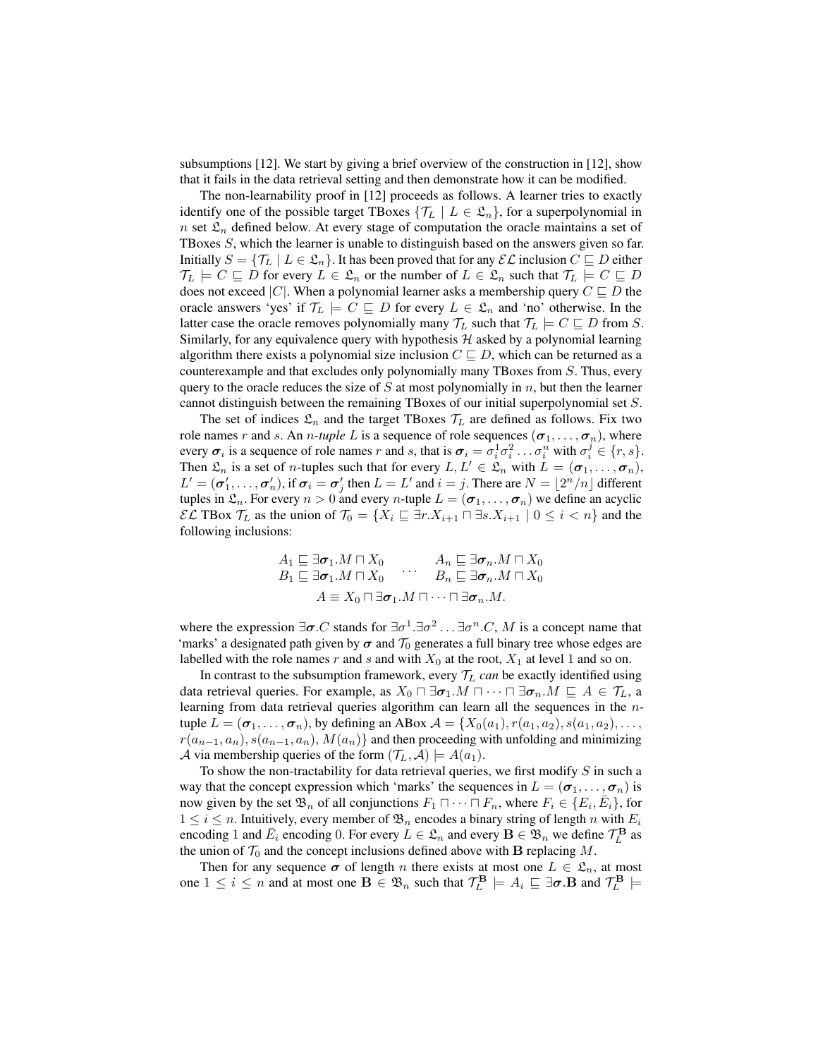subsumptions [12]. We start by giving a brief overview of the construction in [12], show that it fails in the data retrieval setting and then demonstrate how it can be modified.

The non-learnability proof in [12] proceeds as follows. A learner tries to exactly identify one of the possible target TBoxes $\{\mathcal{T}_L \mid L \in \mathfrak{L}_n\}$, for a superpolynomial in $n$ set $\mathfrak{L}_n$ defined below. At every stage of computation the oracle maintains a set of TBoxes $S$, which the learner is unable to distinguish based on the answers given so far. Initially $S = \{\mathcal{T}_L \mid L \in \mathfrak{L}_n\}$. It has been proved that for any $\mathcal{EL}$ inclusion $C \sqsubseteq D$ either $\mathcal{T}_L \models C \sqsubseteq D$ for every $L \in \mathfrak{L}_n$ or the number of $L \in \mathfrak{L}_n$ such that $\mathcal{T}_L \models C \sqsubseteq D$ does not exceed $|C|$. When a polynomial learner asks a membership query $C \sqsubseteq D$ the oracle answers 'yes' if $\mathcal{T}_L \models C \sqsubseteq D$ for every $L \in \mathfrak{L}_n$ and 'no' otherwise. In the latter case the oracle removes polynomially many $\mathcal{T}_L$ such that $\mathcal{T}_L \models C \sqsubseteq D$ from $S$. Similarly, for any equivalence query with hypothesis $\mathcal{H}$ asked by a polynomial learning algorithm there exists a polynomial size inclusion $C \sqsubseteq D$, which can be returned as a counterexample and that excludes only polynomially many TBoxes from $S$. Thus, every query to the oracle reduces the size of $S$ at most polynomially in $n$, but then the learner cannot distinguish between the remaining TBoxes of our initial superpolynomial set $S$.

The set of indices $\mathfrak{L}_n$ and the target TBoxes $\mathcal{T}_L$ are defined as follows. Fix two role names $r$ and $s$. An *$n$-tuple* $L$ is a sequence of role sequences $(\boldsymbol{\sigma}_1, \ldots, \boldsymbol{\sigma}_n)$, where every $\boldsymbol{\sigma}_i$ is a sequence of role names $r$ and $s$, that is $\boldsymbol{\sigma}_i = \sigma_i^1 \sigma_i^2 \ldots \sigma_i^n$ with $\sigma_i^j \in \{r, s\}$. Then $\mathfrak{L}_n$ is a set of $n$-tuples such that for every $L, L' \in \mathfrak{L}_n$ with $L = (\boldsymbol{\sigma}_1, \ldots, \boldsymbol{\sigma}_n)$, $L' = (\boldsymbol{\sigma}'_1, \ldots, \boldsymbol{\sigma}'_n)$, if $\boldsymbol{\sigma}_i = \boldsymbol{\sigma}'_j$ then $L = L'$ and $i = j$. There are $N = \lfloor 2^n/n \rfloor$ different tuples in $\mathfrak{L}_n$. For every $n > 0$ and every $n$-tuple $L = (\boldsymbol{\sigma}_1, \ldots, \boldsymbol{\sigma}_n)$ we define an acyclic $\mathcal{EL}$ TBox $\mathcal{T}_L$ as the union of $\mathcal{T}_0 = \{X_i \sqsubseteq \exists r.X_{i+1} \sqcap \exists s.X_{i+1} \mid 0 \leq i < n\}$ and the following inclusions:

$$
\begin{array}{lcl}
A_1 \sqsubseteq \exists \boldsymbol{\sigma}_1.M \sqcap X_0 & & A_n \sqsubseteq \exists \boldsymbol{\sigma}_n.M \sqcap X_0 \\
B_1 \sqsubseteq \exists \boldsymbol{\sigma}_1.M \sqcap X_0 & \cdots & B_n \sqsubseteq \exists \boldsymbol{\sigma}_n.M \sqcap X_0 \\
\multicolumn{3}{c}{A \equiv X_0 \sqcap \exists \boldsymbol{\sigma}_1.M \sqcap \cdots \sqcap \exists \boldsymbol{\sigma}_n.M.}
\end{array}
$$

where the expression $\exists \boldsymbol{\sigma}.C$ stands for $\exists \sigma^1.\exists \sigma^2 \ldots \exists \sigma^n.C$, $M$ is a concept name that 'marks' a designated path given by $\boldsymbol{\sigma}$ and $\mathcal{T}_0$ generates a full binary tree whose edges are labelled with the role names $r$ and $s$ and with $X_0$ at the root, $X_1$ at level 1 and so on.

In contrast to the subsumption framework, every $\mathcal{T}_L$ *can* be exactly identified using data retrieval queries. For example, as $X_0 \sqcap \exists \boldsymbol{\sigma}_1.M \sqcap \cdots \sqcap \exists \boldsymbol{\sigma}_n.M \sqsubseteq A \in \mathcal{T}_L$, a learning from data retrieval queries algorithm can learn all the sequences in the $n$-tuple $L = (\boldsymbol{\sigma}_1, \ldots, \boldsymbol{\sigma}_n)$, by defining an ABox $\mathcal{A} = \{X_0(a_1), r(a_1, a_2), s(a_1, a_2), \ldots, r(a_{n-1}, a_n), s(a_{n-1}, a_n), M(a_n)\}$ and then proceeding with unfolding and minimizing $\mathcal{A}$ via membership queries of the form $(\mathcal{T}_L, \mathcal{A}) \models A(a_1)$.

To show the non-tractability for data retrieval queries, we first modify $S$ in such a way that the concept expression which 'marks' the sequences in $L = (\boldsymbol{\sigma}_1, \ldots, \boldsymbol{\sigma}_n)$ is now given by the set $\mathfrak{B}_n$ of all conjunctions $F_1 \sqcap \cdots \sqcap F_n$, where $F_i \in \{E_i, \bar{E}_i\}$, for $1 \leq i \leq n$. Intuitively, every member of $\mathfrak{B}_n$ encodes a binary string of length $n$ with $E_i$ encoding 1 and $\bar{E}_i$ encoding 0. For every $L \in \mathfrak{L}_n$ and every $\mathbf{B} \in \mathfrak{B}_n$ we define $\mathcal{T}_L^{\mathbf{B}}$ as the union of $\mathcal{T}_0$ and the concept inclusions defined above with $\mathbf{B}$ replacing $M$.

Then for any sequence $\boldsymbol{\sigma}$ of length $n$ there exists at most one $L \in \mathfrak{L}_n$, at most one $1 \leq i \leq n$ and at most one $\mathbf{B} \in \mathfrak{B}_n$ such that $\mathcal{T}_L^{\mathbf{B}} \models A_i \sqsubseteq \exists \boldsymbol{\sigma}.\mathbf{B}$ and $\mathcal{T}_L^{\mathbf{B}} \models$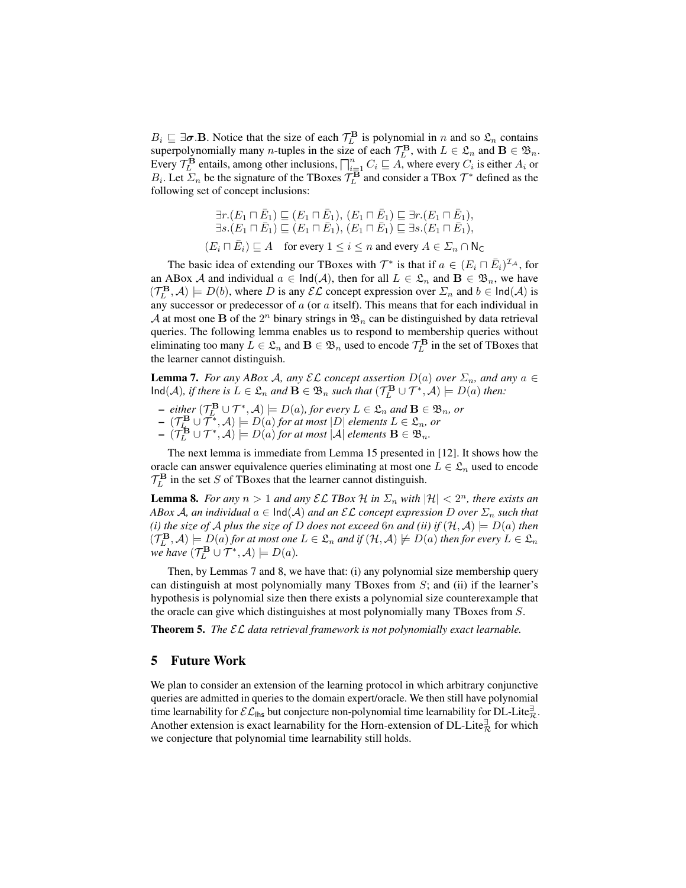$B_i \sqsubseteq \exists \boldsymbol{\sigma}.\mathbf{B}$. Notice that the size of each $\mathcal{T}_L^{\mathbf{B}}$ is polynomial in $n$ and so $\mathfrak{L}_n$ contains superpolynomially many $n$-tuples in the size of each $\mathcal{T}_L^{\mathbf{B}}$, with $L \in \mathfrak{L}_n$ and $\mathbf{B} \in \mathfrak{B}_n$. Every $\mathcal{T}_L^{\mathbf{B}}$ entails, among other inclusions, $\bigsqcap_{i=1}^{n} C_i \sqsubseteq A$, where every $C_i$ is either $A_i$ or $B_i$. Let $\Sigma_n$ be the signature of the TBoxes $\mathcal{T}_L^{\mathbf{B}}$ and consider a TBox $\mathcal{T}^*$ defined as the following set of concept inclusions:

$$\exists r.(E_1 \sqcap \bar{E}_1) \sqsubseteq (E_1 \sqcap \bar{E}_1),\ (E_1 \sqcap \bar{E}_1) \sqsubseteq \exists r.(E_1 \sqcap \bar{E}_1),$$
$$\exists s.(E_1 \sqcap \bar{E}_1) \sqsubseteq (E_1 \sqcap \bar{E}_1),\ (E_1 \sqcap \bar{E}_1) \sqsubseteq \exists s.(E_1 \sqcap \bar{E}_1),$$
$$(E_i \sqcap \bar{E}_i) \sqsubseteq A \quad \text{for every } 1 \leq i \leq n \text{ and every } A \in \Sigma_n \cap \mathsf{N_C}$$

The basic idea of extending our TBoxes with $\mathcal{T}^*$ is that if $a \in (E_i \sqcap \bar{E}_i)^{\mathcal{I}_\mathcal{A}}$, for an ABox $\mathcal{A}$ and individual $a \in \mathsf{Ind}(\mathcal{A})$, then for all $L \in \mathfrak{L}_n$ and $\mathbf{B} \in \mathfrak{B}_n$, we have $(\mathcal{T}_L^{\mathbf{B}}, \mathcal{A}) \models D(b)$, where $D$ is any $\mathcal{EL}$ concept expression over $\Sigma_n$ and $b \in \mathsf{Ind}(\mathcal{A})$ is any successor or predecessor of $a$ (or $a$ itself). This means that for each individual in $\mathcal{A}$ at most one $\mathbf{B}$ of the $2^n$ binary strings in $\mathfrak{B}_n$ can be distinguished by data retrieval queries. The following lemma enables us to respond to membership queries without eliminating too many $L \in \mathfrak{L}_n$ and $\mathbf{B} \in \mathfrak{B}_n$ used to encode $\mathcal{T}_L^{\mathbf{B}}$ in the set of TBoxes that the learner cannot distinguish.

**Lemma 7.** *For any ABox $\mathcal{A}$, any $\mathcal{EL}$ concept assertion $D(a)$ over $\Sigma_n$, and any $a \in \mathsf{Ind}(\mathcal{A})$, if there is $L \in \mathfrak{L}_n$ and $\mathbf{B} \in \mathfrak{B}_n$ such that $(\mathcal{T}_L^{\mathbf{B}} \cup \mathcal{T}^*, \mathcal{A}) \models D(a)$ then:*

- *either $(\mathcal{T}_L^{\mathbf{B}} \cup \mathcal{T}^*, \mathcal{A}) \models D(a)$, for every $L \in \mathfrak{L}_n$ and $\mathbf{B} \in \mathfrak{B}_n$, or*
- *$(\mathcal{T}_L^{\mathbf{B}} \cup \mathcal{T}^*, \mathcal{A}) \models D(a)$ for at most $|D|$ elements $L \in \mathfrak{L}_n$, or*
- *$(\mathcal{T}_L^{\mathbf{B}} \cup \mathcal{T}^*, \mathcal{A}) \models D(a)$ for at most $|\mathcal{A}|$ elements $\mathbf{B} \in \mathfrak{B}_n$.*

The next lemma is immediate from Lemma 15 presented in [12]. It shows how the oracle can answer equivalence queries eliminating at most one $L \in \mathfrak{L}_n$ used to encode $\mathcal{T}_L^{\mathbf{B}}$ in the set $S$ of TBoxes that the learner cannot distinguish.

**Lemma 8.** *For any $n > 1$ and any $\mathcal{EL}$ TBox $\mathcal{H}$ in $\Sigma_n$ with $|\mathcal{H}| < 2^n$, there exists an ABox $\mathcal{A}$, an individual $a \in \mathsf{Ind}(\mathcal{A})$ and an $\mathcal{EL}$ concept expression $D$ over $\Sigma_n$ such that (i) the size of $\mathcal{A}$ plus the size of $D$ does not exceed $6n$ and (ii) if $(\mathcal{H}, \mathcal{A}) \models D(a)$ then $(\mathcal{T}_L^{\mathbf{B}}, \mathcal{A}) \models D(a)$ for at most one $L \in \mathfrak{L}_n$ and if $(\mathcal{H}, \mathcal{A}) \not\models D(a)$ then for every $L \in \mathfrak{L}_n$ we have $(\mathcal{T}_L^{\mathbf{B}} \cup \mathcal{T}^*, \mathcal{A}) \models D(a)$.*

Then, by Lemmas 7 and 8, we have that: (i) any polynomial size membership query can distinguish at most polynomially many TBoxes from $S$; and (ii) if the learner's hypothesis is polynomial size then there exists a polynomial size counterexample that the oracle can give which distinguishes at most polynomially many TBoxes from $S$.

**Theorem 5.** *The $\mathcal{EL}$ data retrieval framework is not polynomially exact learnable.*

## 5 Future Work

We plan to consider an extension of the learning protocol in which arbitrary conjunctive queries are admitted in queries to the domain expert/oracle. We then still have polynomial time learnability for $\mathcal{EL}_{\mathsf{lhs}}$ but conjecture non-polynomial time learnability for DL-Lite$_\mathcal{R}^\exists$. Another extension is exact learnability for the Horn-extension of DL-Lite$_\mathcal{R}^\exists$ for which we conjecture that polynomial time learnability still holds.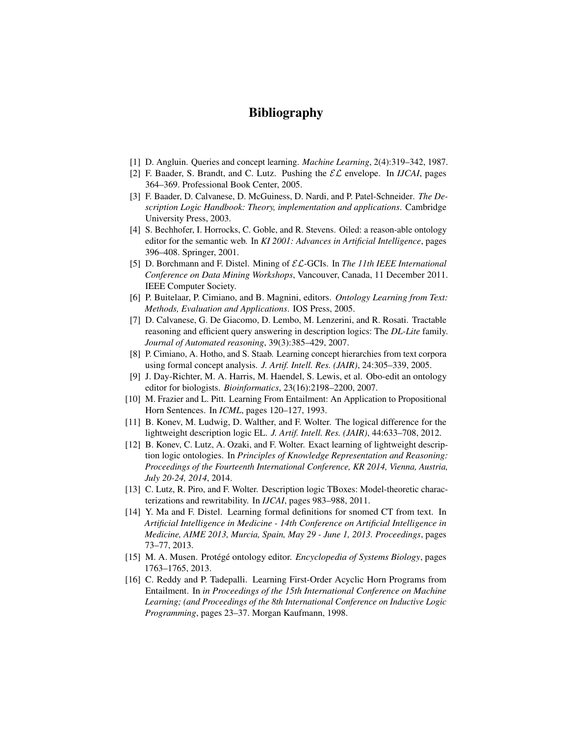# Bibliography

[1] D. Angluin. Queries and concept learning. *Machine Learning*, 2(4):319–342, 1987.

[2] F. Baader, S. Brandt, and C. Lutz. Pushing the $\mathcal{EL}$ envelope. In *IJCAI*, pages 364–369. Professional Book Center, 2005.

[3] F. Baader, D. Calvanese, D. McGuiness, D. Nardi, and P. Patel-Schneider. *The Description Logic Handbook: Theory, implementation and applications*. Cambridge University Press, 2003.

[4] S. Bechhofer, I. Horrocks, C. Goble, and R. Stevens. Oiled: a reason-able ontology editor for the semantic web. In *KI 2001: Advances in Artificial Intelligence*, pages 396–408. Springer, 2001.

[5] D. Borchmann and F. Distel. Mining of $\mathcal{EL}$-GCIs. In *The 11th IEEE International Conference on Data Mining Workshops*, Vancouver, Canada, 11 December 2011. IEEE Computer Society.

[6] P. Buitelaar, P. Cimiano, and B. Magnini, editors. *Ontology Learning from Text: Methods, Evaluation and Applications*. IOS Press, 2005.

[7] D. Calvanese, G. De Giacomo, D. Lembo, M. Lenzerini, and R. Rosati. Tractable reasoning and efficient query answering in description logics: The *DL-Lite* family. *Journal of Automated reasoning*, 39(3):385–429, 2007.

[8] P. Cimiano, A. Hotho, and S. Staab. Learning concept hierarchies from text corpora using formal concept analysis. *J. Artif. Intell. Res. (JAIR)*, 24:305–339, 2005.

[9] J. Day-Richter, M. A. Harris, M. Haendel, S. Lewis, et al. Obo-edit an ontology editor for biologists. *Bioinformatics*, 23(16):2198–2200, 2007.

[10] M. Frazier and L. Pitt. Learning From Entailment: An Application to Propositional Horn Sentences. In *ICML*, pages 120–127, 1993.

[11] B. Konev, M. Ludwig, D. Walther, and F. Wolter. The logical difference for the lightweight description logic EL. *J. Artif. Intell. Res. (JAIR)*, 44:633–708, 2012.

[12] B. Konev, C. Lutz, A. Ozaki, and F. Wolter. Exact learning of lightweight description logic ontologies. In *Principles of Knowledge Representation and Reasoning: Proceedings of the Fourteenth International Conference, KR 2014, Vienna, Austria, July 20-24, 2014*, 2014.

[13] C. Lutz, R. Piro, and F. Wolter. Description logic TBoxes: Model-theoretic characterizations and rewritability. In *IJCAI*, pages 983–988, 2011.

[14] Y. Ma and F. Distel. Learning formal definitions for snomed CT from text. In *Artificial Intelligence in Medicine - 14th Conference on Artificial Intelligence in Medicine, AIME 2013, Murcia, Spain, May 29 - June 1, 2013. Proceedings*, pages 73–77, 2013.

[15] M. A. Musen. Protégé ontology editor. *Encyclopedia of Systems Biology*, pages 1763–1765, 2013.

[16] C. Reddy and P. Tadepalli. Learning First-Order Acyclic Horn Programs from Entailment. In *in Proceedings of the 15th International Conference on Machine Learning; (and Proceedings of the 8th International Conference on Inductive Logic Programming*, pages 23–37. Morgan Kaufmann, 1998.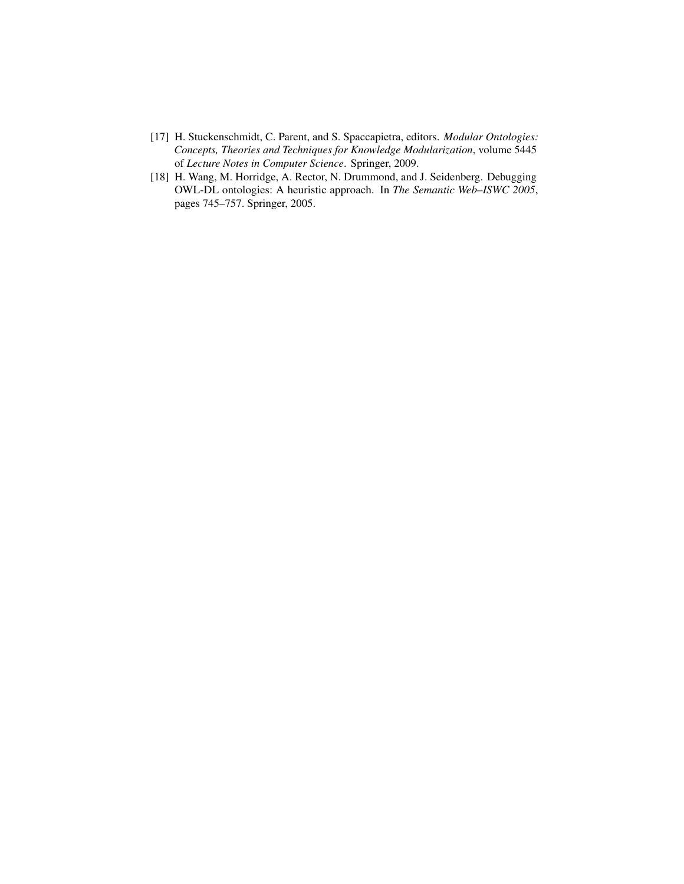[17] H. Stuckenschmidt, C. Parent, and S. Spaccapietra, editors. *Modular Ontologies: Concepts, Theories and Techniques for Knowledge Modularization*, volume 5445 of *Lecture Notes in Computer Science*. Springer, 2009.

[18] H. Wang, M. Horridge, A. Rector, N. Drummond, and J. Seidenberg. Debugging OWL-DL ontologies: A heuristic approach. In *The Semantic Web–ISWC 2005*, pages 745–757. Springer, 2005.